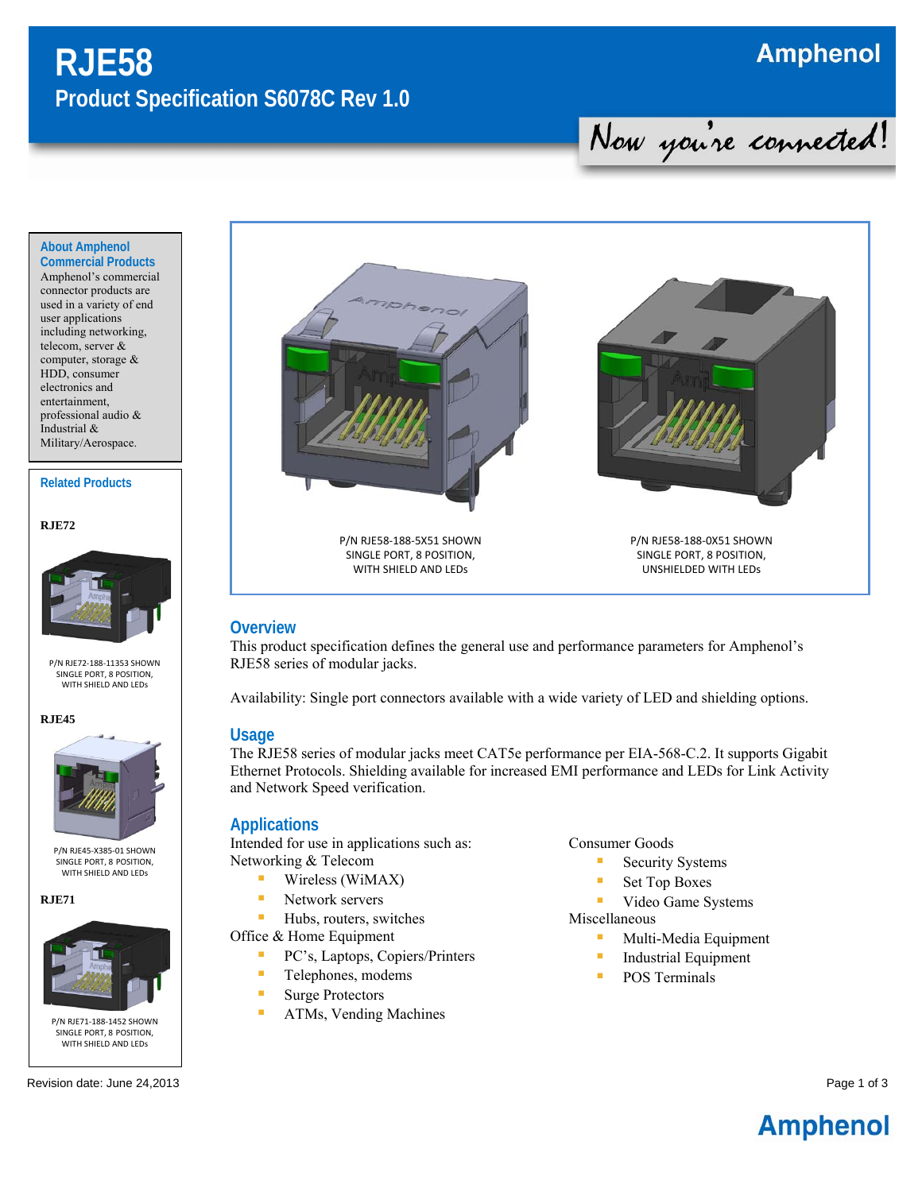# RJE58

## Product Specification S6078C Rev 1.0

Amphenol

Now you're connected!

### About Amphenol Commercial Products

Amphenol's commercial connector products are used in a variety of end user applications including networking, telecom, server & computer, storage & HDD, consumer electronics and entertainment, professional audio & Industrial & Military/Aerospace.

### Related Products

**RJE72**

P/N RJE72-188-11353 SHOWN
SINGLE PORT, 8 POSITION,
WITH SHIELD AND LEDs

**RJE45**

P/N RJE45-X385-01 SHOWN
SINGLE PORT, 8 POSITION,
WITH SHIELD AND LEDs

**RJE71**

P/N RJE71-188-1452 SHOWN
SINGLE PORT, 8 POSITION,
WITH SHIELD AND LEDs

P/N RJE58-188-5X51 SHOWN
SINGLE PORT, 8 POSITION,
WITH SHIELD AND LEDs

P/N RJE58-188-0X51 SHOWN
SINGLE PORT, 8 POSITION,
UNSHIELDED WITH LEDs

## Overview

This product specification defines the general use and performance parameters for Amphenol's RJE58 series of modular jacks.

Availability: Single port connectors available with a wide variety of LED and shielding options.

## Usage

The RJE58 series of modular jacks meet CAT5e performance per EIA-568-C.2. It supports Gigabit Ethernet Protocols. Shielding available for increased EMI performance and LEDs for Link Activity and Network Speed verification.

## Applications

Intended for use in applications such as:

Networking & Telecom
- Wireless (WiMAX)
- Network servers
- Hubs, routers, switches

Office & Home Equipment
- PC's, Laptops, Copiers/Printers
- Telephones, modems
- Surge Protectors
- ATMs, Vending Machines

Consumer Goods
- Security Systems
- Set Top Boxes
- Video Game Systems

Miscellaneous
- Multi-Media Equipment
- Industrial Equipment
- POS Terminals

Revision date: June 24,2013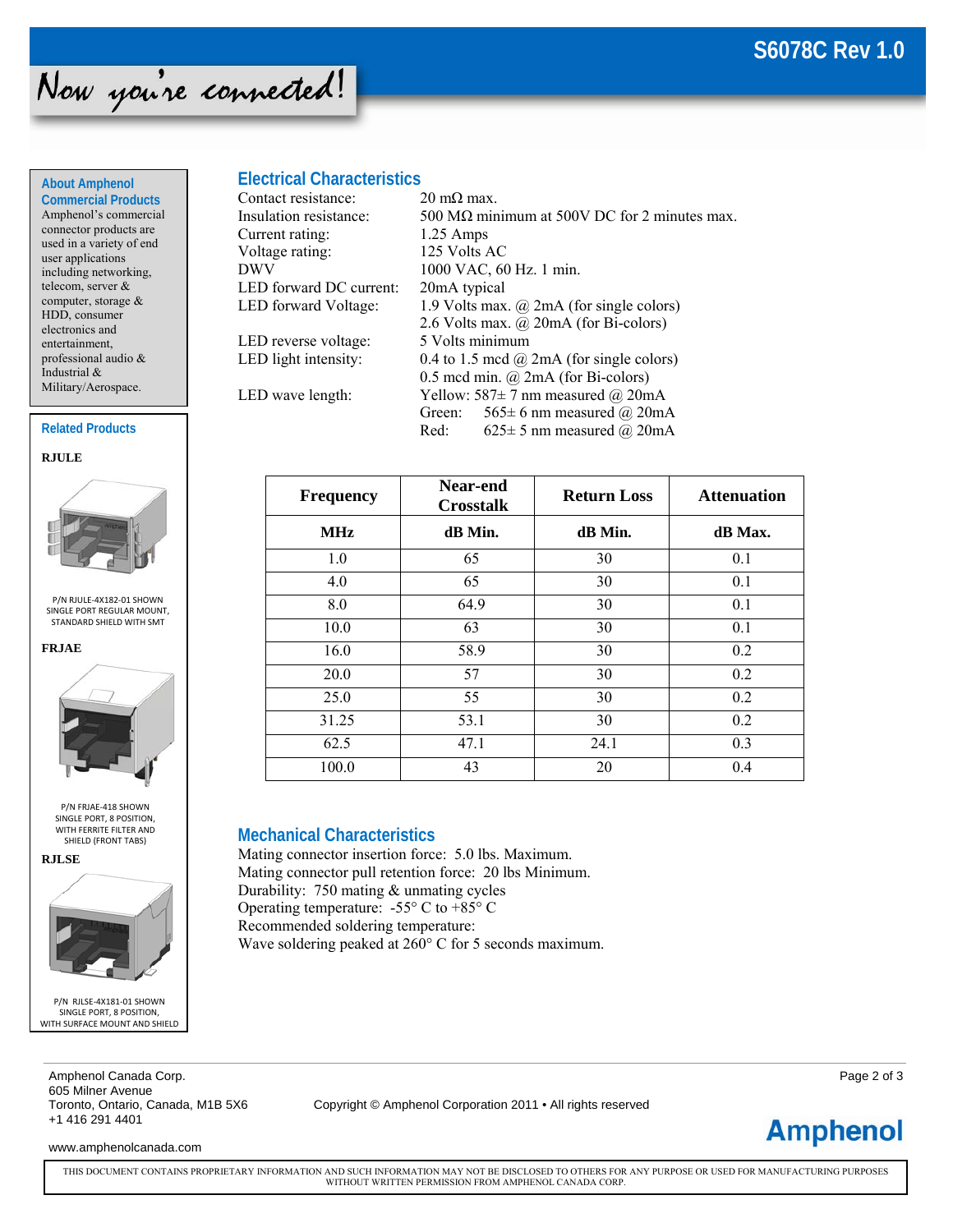## About Amphenol Commercial Products

Amphenol's commercial connector products are used in a variety of end user applications including networking, telecom, server & computer, storage & HDD, consumer electronics and entertainment, professional audio & Industrial & Military/Aerospace.

## Related Products

**RJULE**

P/N RJULE-4X182-01 SHOWN SINGLE PORT REGULAR MOUNT, STANDARD SHIELD WITH SMT

**FRJAE**

P/N FRJAE-418 SHOWN SINGLE PORT, 8 POSITION, WITH FERRITE FILTER AND SHIELD (FRONT TABS)

**RJLSE**

P/N RJLSE-4X181-01 SHOWN SINGLE PORT, 8 POSITION, WITH SURFACE MOUNT AND SHIELD

## Electrical Characteristics

Contact resistance: 20 mΩ max.
Insulation resistance: 500 MΩ minimum at 500V DC for 2 minutes max.
Current rating: 1.25 Amps
Voltage rating: 125 Volts AC
DWV 1000 VAC, 60 Hz. 1 min.
LED forward DC current: 20mA typical
LED forward Voltage: 1.9 Volts max. @ 2mA (for single colors)
2.6 Volts max. @ 20mA (for Bi-colors)
LED reverse voltage: 5 Volts minimum
LED light intensity: 0.4 to 1.5 mcd @ 2mA (for single colors)
0.5 mcd min. @ 2mA (for Bi-colors)
LED wave length: Yellow: 587± 7 nm measured @ 20mA
Green: 565± 6 nm measured @ 20mA
Red: 625± 5 nm measured @ 20mA

| Frequency | Near-end Crosstalk | Return Loss | Attenuation |
|---|---|---|---|
| **MHz** | **dB Min.** | **dB Min.** | **dB Max.** |
| 1.0 | 65 | 30 | 0.1 |
| 4.0 | 65 | 30 | 0.1 |
| 8.0 | 64.9 | 30 | 0.1 |
| 10.0 | 63 | 30 | 0.1 |
| 16.0 | 58.9 | 30 | 0.2 |
| 20.0 | 57 | 30 | 0.2 |
| 25.0 | 55 | 30 | 0.2 |
| 31.25 | 53.1 | 30 | 0.2 |
| 62.5 | 47.1 | 24.1 | 0.3 |
| 100.0 | 43 | 20 | 0.4 |

## Mechanical Characteristics

Mating connector insertion force: 5.0 lbs. Maximum.
Mating connector pull retention force: 20 lbs Minimum.
Durability: 750 mating & unmating cycles
Operating temperature: -55° C to +85° C
Recommended soldering temperature:
Wave soldering peaked at 260° C for 5 seconds maximum.

Amphenol Canada Corp.
605 Milner Avenue
Toronto, Ontario, Canada, M1B 5X6
+1 416 291 4401

www.amphenolcanada.com

Copyright © Amphenol Corporation 2011 • All rights reserved

THIS DOCUMENT CONTAINS PROPRIETARY INFORMATION AND SUCH INFORMATION MAY NOT BE DISCLOSED TO OTHERS FOR ANY PURPOSE OR USED FOR MANUFACTURING PURPOSES WITHOUT WRITTEN PERMISSION FROM AMPHENOL CANADA CORP.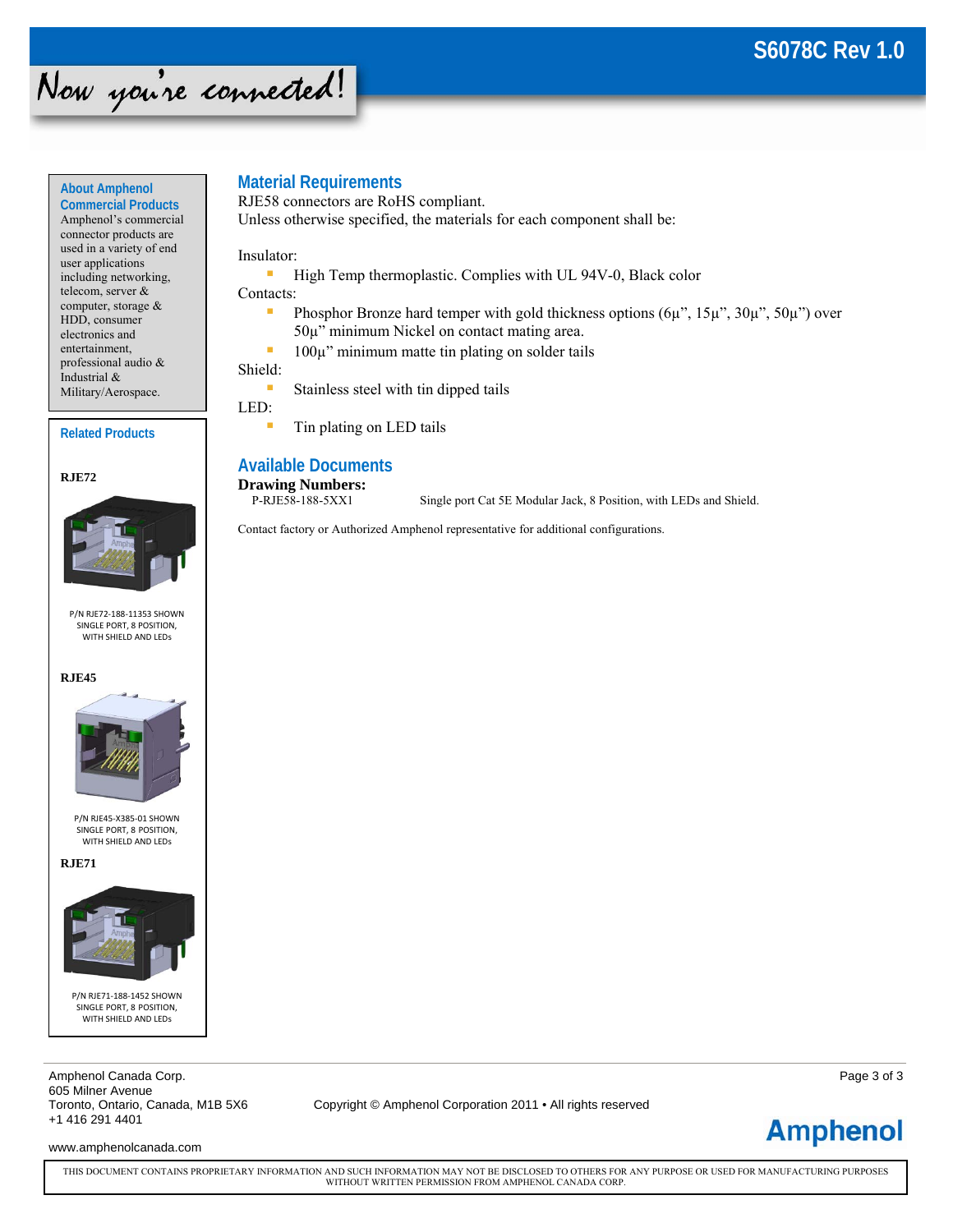## Material Requirements

RJE58 connectors are RoHS compliant.
Unless otherwise specified, the materials for each component shall be:

Insulator:

- High Temp thermoplastic. Complies with UL 94V-0, Black color

Contacts:

- Phosphor Bronze hard temper with gold thickness options (6µ", 15µ", 30µ", 50µ") over 50µ" minimum Nickel on contact mating area.
- 100µ" minimum matte tin plating on solder tails

Shield:

- Stainless steel with tin dipped tails

LED:

- Tin plating on LED tails

## Available Documents

**Drawing Numbers:**

P-RJE58-188-5XX1 — Single port Cat 5E Modular Jack, 8 Position, with LEDs and Shield.

Contact factory or Authorized Amphenol representative for additional configurations.

### About Amphenol Commercial Products

Amphenol's commercial connector products are used in a variety of end user applications including networking, telecom, server & computer, storage & HDD, consumer electronics and entertainment, professional audio & Industrial & Military/Aerospace.

### Related Products

**RJE72**

P/N RJE72-188-11353 SHOWN
SINGLE PORT, 8 POSITION,
WITH SHIELD AND LEDs

**RJE45**

P/N RJE45-X385-01 SHOWN
SINGLE PORT, 8 POSITION,
WITH SHIELD AND LEDs

**RJE71**

P/N RJE71-188-1452 SHOWN
SINGLE PORT, 8 POSITION,
WITH SHIELD AND LEDs